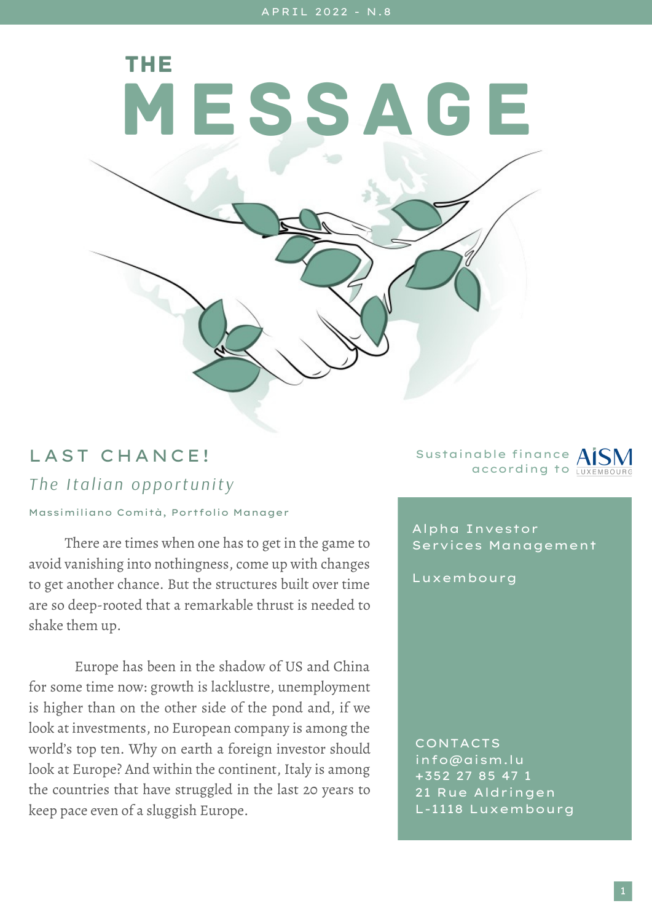APRIL 2022 - N.8

# THE MESSAGE

## LAST CHANCE!

### *The Italian opportunity*

Massimiliano Comità, Portfolio Manager

There are times when one has to get in the game to avoid vanishing into nothingness, come up with changes to get another chance. But the structures built over time are so deep-rooted that a remarkable thrust is needed to shake them up.

Europe has been in the shadow of US and China for some time now: growth is lacklustre, unemployment is higher than on the other side of the pond and, if we look at investments, no European company is among the world's top ten. Why on earth a foreign investor should look at Europe? And within the continent, Italy is among the countries that have struggled in the last 20 years to keep pace even of a sluggish Europe.

Sustainable finance according to AISM Luxembourg

Alpha Investor Services Management

Luxembourg

CONTACTS
info@aism.lu
+352 27 85 47 1
21 Rue Aldringen
L-1118 Luxembourg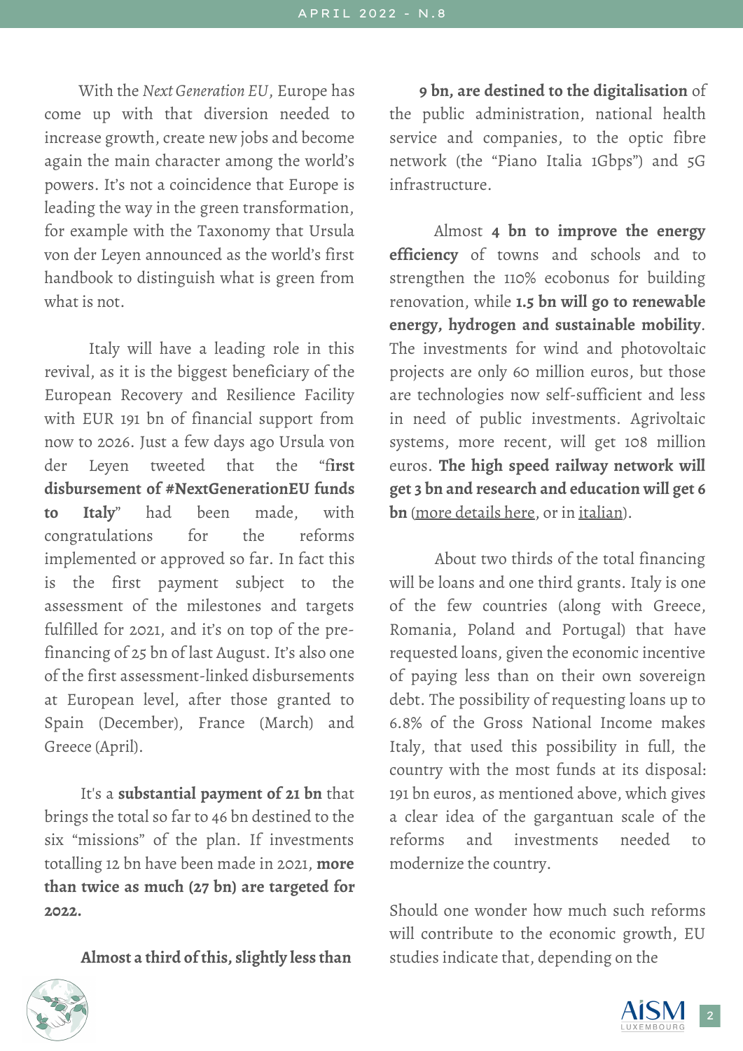With the *Next Generation EU*, Europe has come up with that diversion needed to increase growth, create new jobs and become again the main character among the world's powers. It's not a coincidence that Europe is leading the way in the green transformation, for example with the Taxonomy that Ursula von der Leyen announced as the world's first handbook to distinguish what is green from what is not.

Italy will have a leading role in this revival, as it is the biggest beneficiary of the European Recovery and Resilience Facility with EUR 191 bn of financial support from now to 2026. Just a few days ago Ursula von der Leyen tweeted that the "**first disbursement of #NextGenerationEU funds to Italy**" had been made, with congratulations for the reforms implemented or approved so far. In fact this is the first payment subject to the assessment of the milestones and targets fulfilled for 2021, and it's on top of the pre-financing of 25 bn of last August. It's also one of the first assessment-linked disbursements at European level, after those granted to Spain (December), France (March) and Greece (April).

It's a **substantial payment of 21 bn** that brings the total so far to 46 bn destined to the six "missions" of the plan. If investments totalling 12 bn have been made in 2021, **more than twice as much (27 bn) are targeted for 2022.**

**Almost a third of this, slightly less than 9 bn, are destined to the digitalisation** of the public administration, national health service and companies, to the optic fibre network (the "Piano Italia 1Gbps") and 5G infrastructure.

Almost **4 bn to improve the energy efficiency** of towns and schools and to strengthen the 110% ecobonus for building renovation, while **1.5 bn will go to renewable energy, hydrogen and sustainable mobility**. The investments for wind and photovoltaic projects are only 60 million euros, but those are technologies now self-sufficient and less in need of public investments. Agrivoltaic systems, more recent, will get 108 million euros. **The high speed railway network will get 3 bn and research and education will get 6 bn** (more details here, or in italian).

About two thirds of the total financing will be loans and one third grants. Italy is one of the few countries (along with Greece, Romania, Poland and Portugal) that have requested loans, given the economic incentive of paying less than on their own sovereign debt. The possibility of requesting loans up to 6.8% of the Gross National Income makes Italy, that used this possibility in full, the country with the most funds at its disposal: 191 bn euros, as mentioned above, which gives a clear idea of the gargantuan scale of the reforms and investments needed to modernize the country.

Should one wonder how much such reforms will contribute to the economic growth, EU studies indicate that, depending on the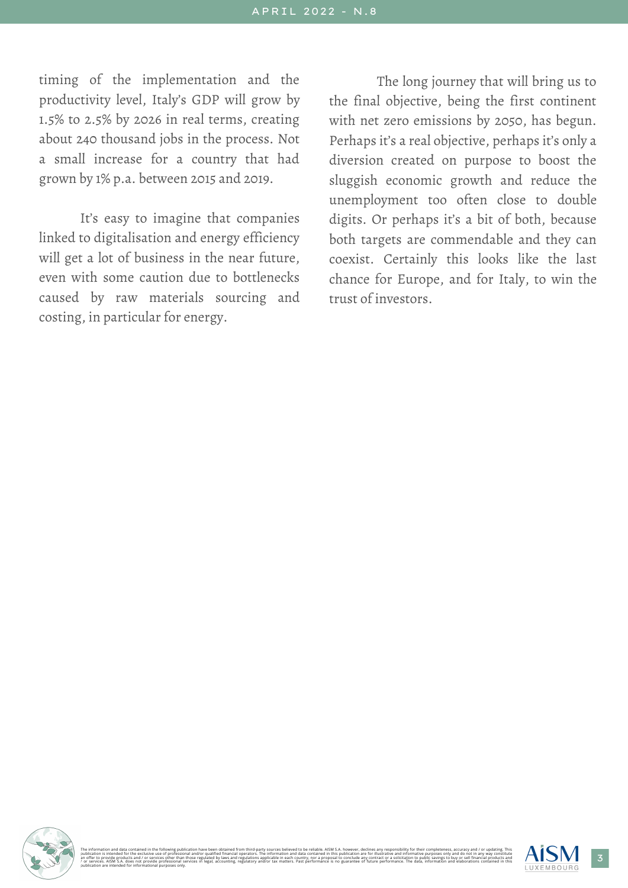timing of the implementation and the productivity level, Italy's GDP will grow by 1.5% to 2.5% by 2026 in real terms, creating about 240 thousand jobs in the process. Not a small increase for a country that had grown by 1% p.a. between 2015 and 2019.

It's easy to imagine that companies linked to digitalisation and energy efficiency will get a lot of business in the near future, even with some caution due to bottlenecks caused by raw materials sourcing and costing, in particular for energy.

The long journey that will bring us to the final objective, being the first continent with net zero emissions by 2050, has begun. Perhaps it's a real objective, perhaps it's only a diversion created on purpose to boost the sluggish economic growth and reduce the unemployment too often close to double digits. Or perhaps it's a bit of both, because both targets are commendable and they can coexist. Certainly this looks like the last chance for Europe, and for Italy, to win the trust of investors.

The information and data contained in the following publication have been obtained from third-party sources believed to be reliable. AISM S.A. however, declines any responsibility for their completeness, accuracy and / or updating. This publication is intended for the exclusive use of professional and/or qualified financial operators. The information and data contained in this publication are for illustrative and informative purposes only and do not in any way constitute an offer to provide products and / or services other than those regulated by laws and regulations applicable in each country, nor a proposal to conclude any contract or a solicitation to public savings to buy or sell financial products and / or services. AISM S.A. does not provide professional services in legal, accounting, regulatory and/or tax matters. Past performance is no guarantee of future performance. The data, information and elaborations contained in this publication are intended for informational purposes only.